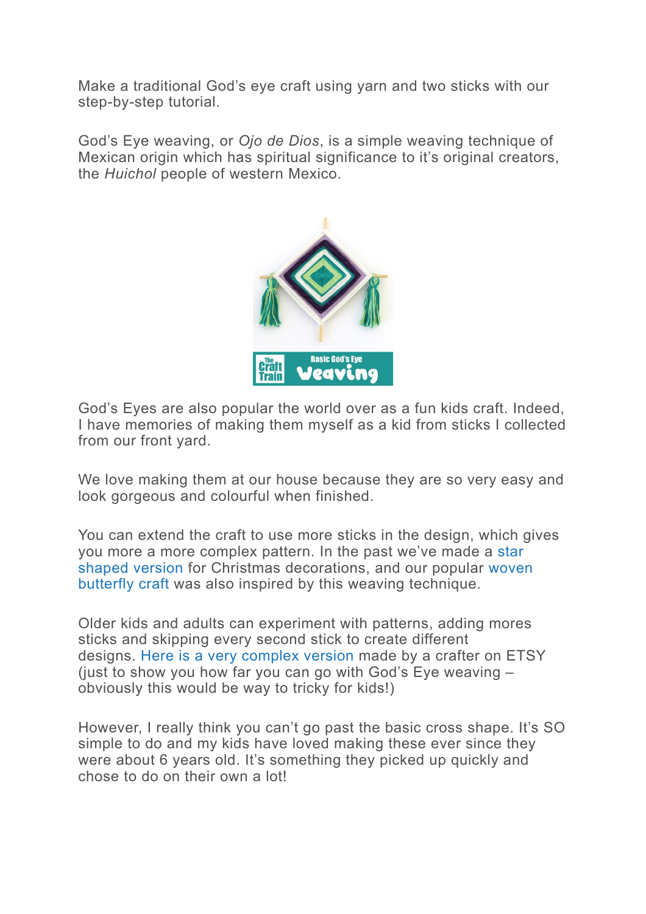Make a traditional God's eye craft using yarn and two sticks with our step-by-step tutorial.

God's Eye weaving, or *Ojo de Dios*, is a simple weaving technique of Mexican origin which has spiritual significance to it's original creators, the *Huichol* people of western Mexico.

God's Eyes are also popular the world over as a fun kids craft. Indeed, I have memories of making them myself as a kid from sticks I collected from our front yard.

We love making them at our house because they are so very easy and look gorgeous and colourful when finished.

You can extend the craft to use more sticks in the design, which gives you more a more complex pattern. In the past we've made a star shaped version for Christmas decorations, and our popular woven butterfly craft was also inspired by this weaving technique.

Older kids and adults can experiment with patterns, adding mores sticks and skipping every second stick to create different designs. Here is a very complex version made by a crafter on ETSY (just to show you how far you can go with God's Eye weaving – obviously this would be way to tricky for kids!)

However, I really think you can't go past the basic cross shape. It's SO simple to do and my kids have loved making these ever since they were about 6 years old. It's something they picked up quickly and chose to do on their own a lot!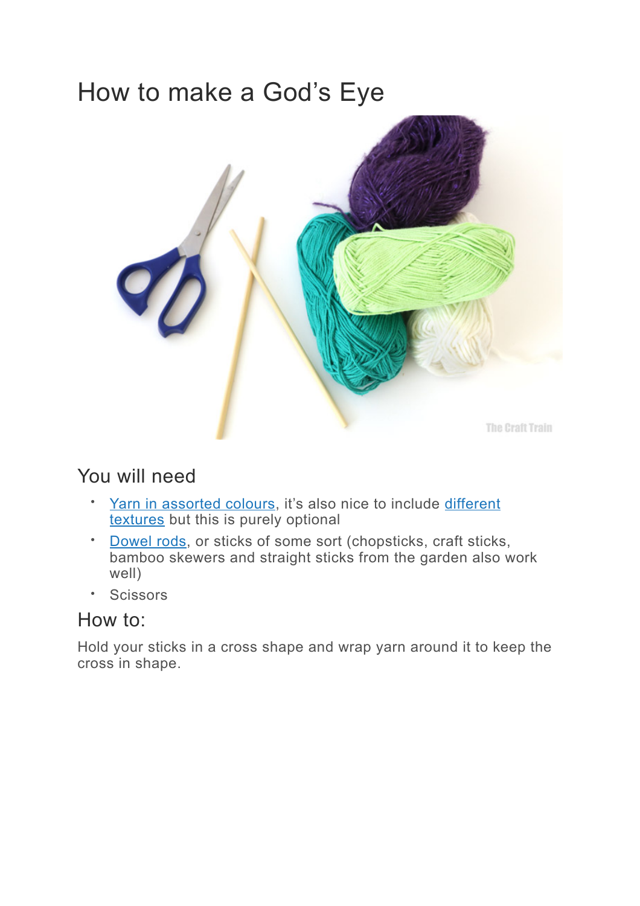# How to make a God's Eye

## You will need

- Yarn in assorted colours, it's also nice to include different textures but this is purely optional
- Dowel rods, or sticks of some sort (chopsticks, craft sticks, bamboo skewers and straight sticks from the garden also work well)
- Scissors

## How to:

Hold your sticks in a cross shape and wrap yarn around it to keep the cross in shape.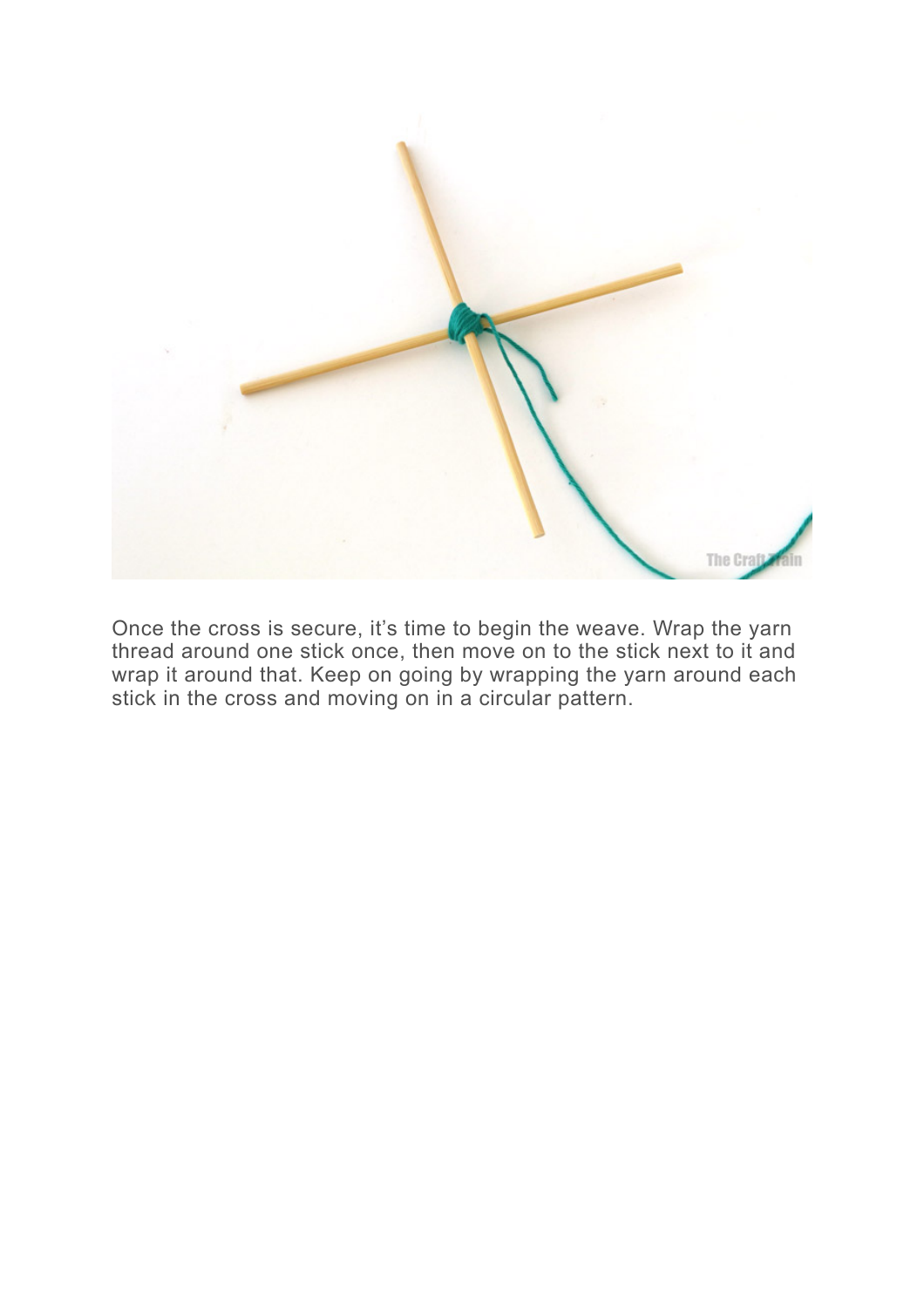Once the cross is secure, it's time to begin the weave. Wrap the yarn thread around one stick once, then move on to the stick next to it and wrap it around that. Keep on going by wrapping the yarn around each stick in the cross and moving on in a circular pattern.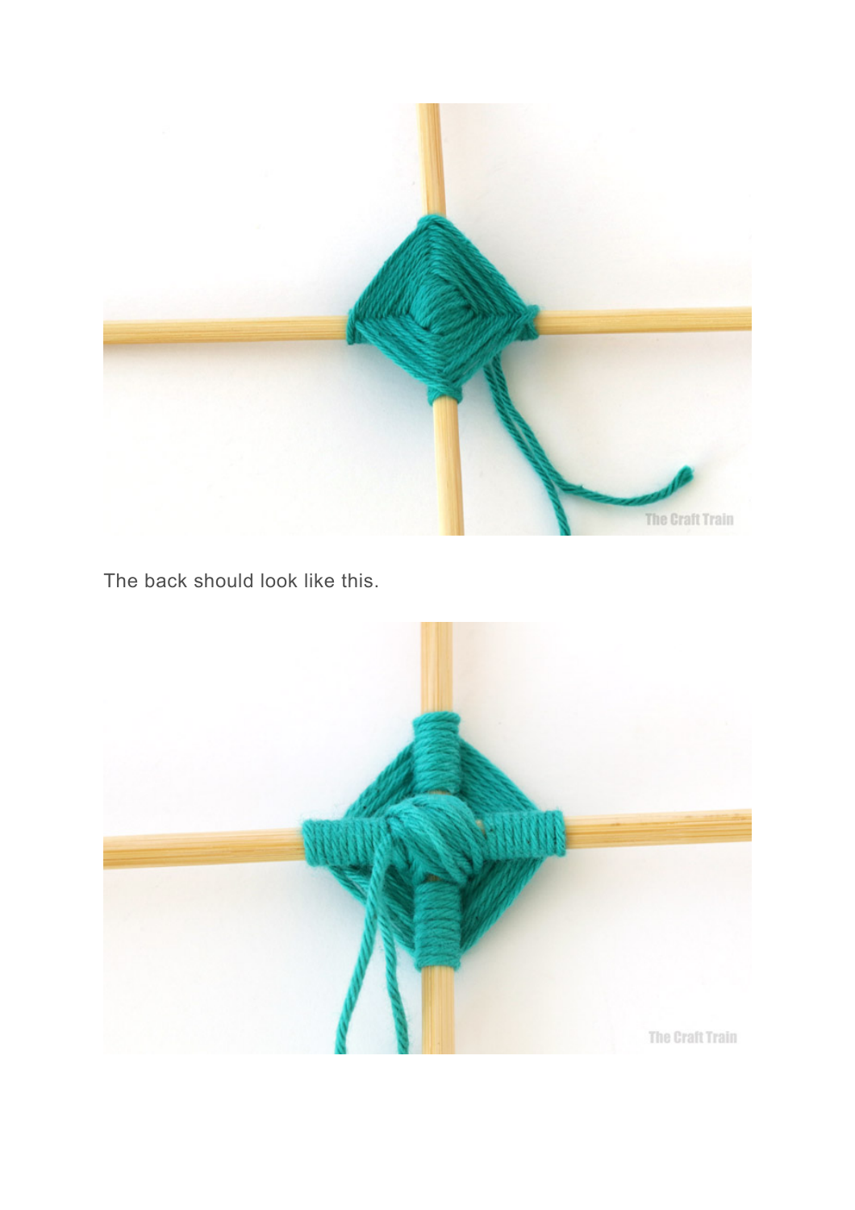The back should look like this.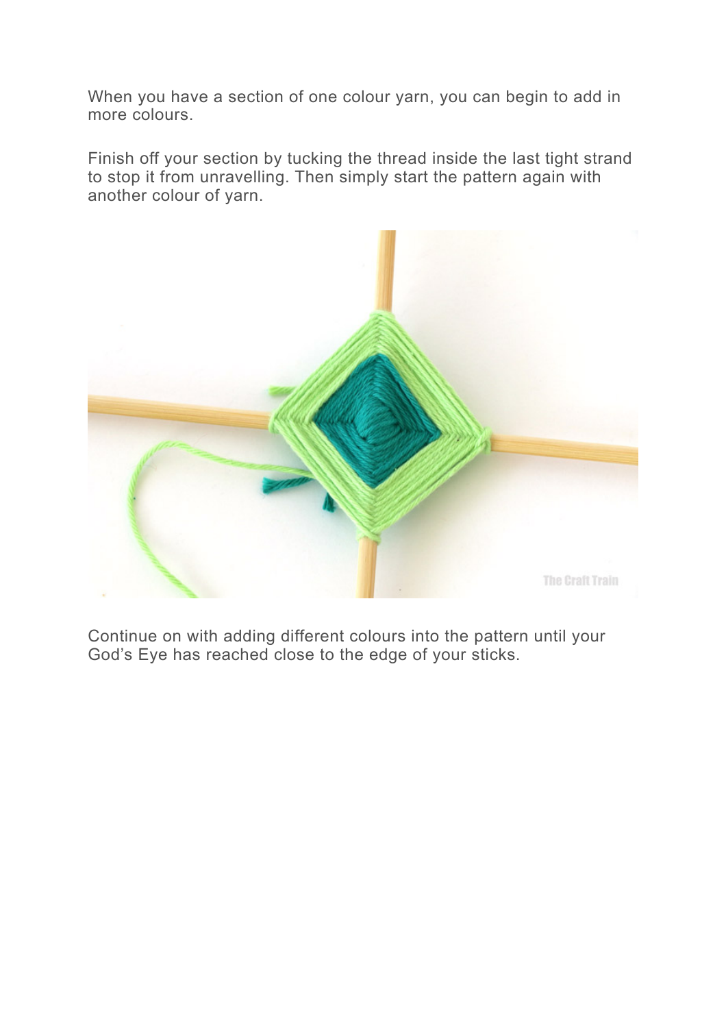When you have a section of one colour yarn, you can begin to add in more colours.

Finish off your section by tucking the thread inside the last tight strand to stop it from unravelling. Then simply start the pattern again with another colour of yarn.

Continue on with adding different colours into the pattern until your God's Eye has reached close to the edge of your sticks.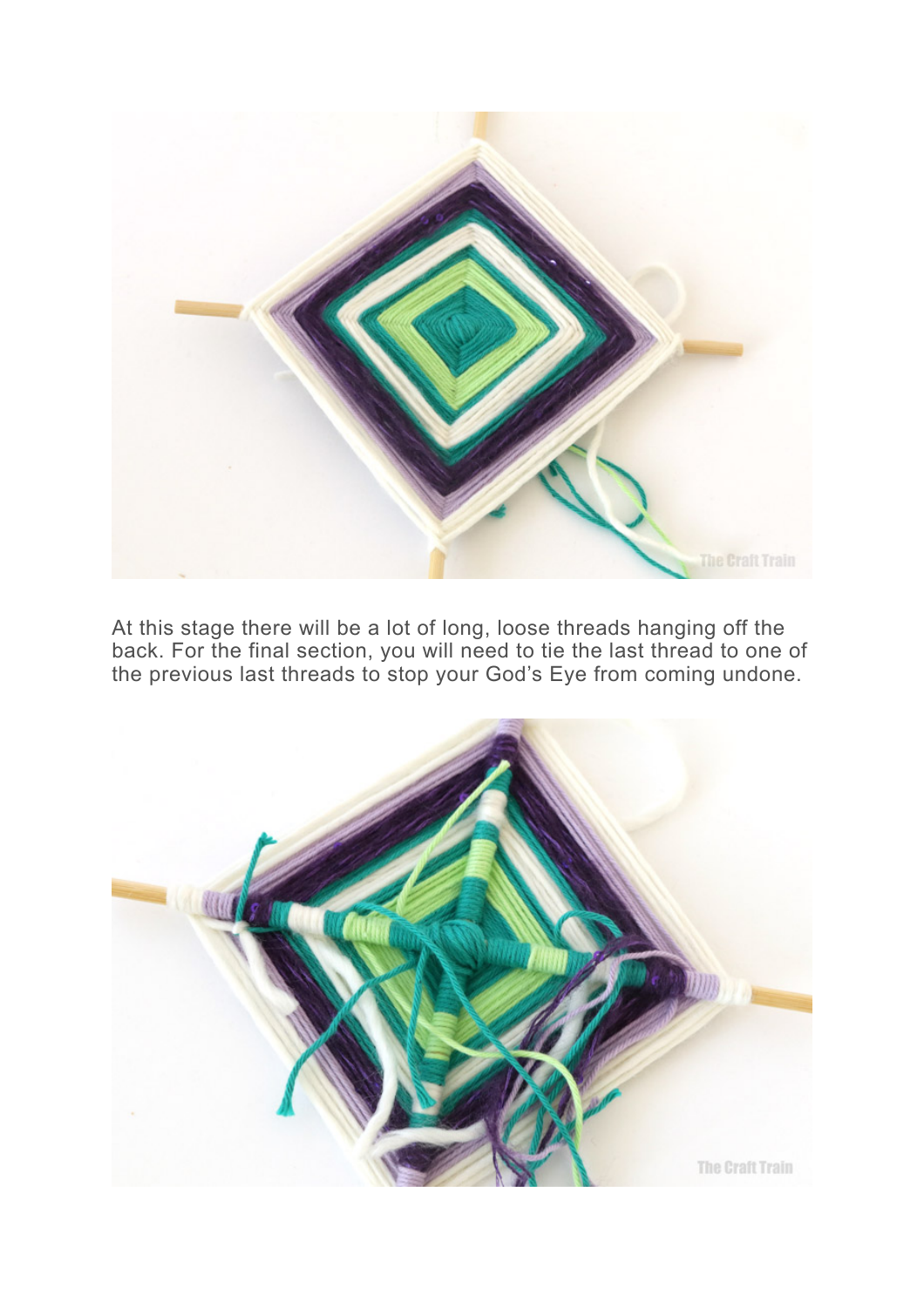At this stage there will be a lot of long, loose threads hanging off the back. For the final section, you will need to tie the last thread to one of the previous last threads to stop your God's Eye from coming undone.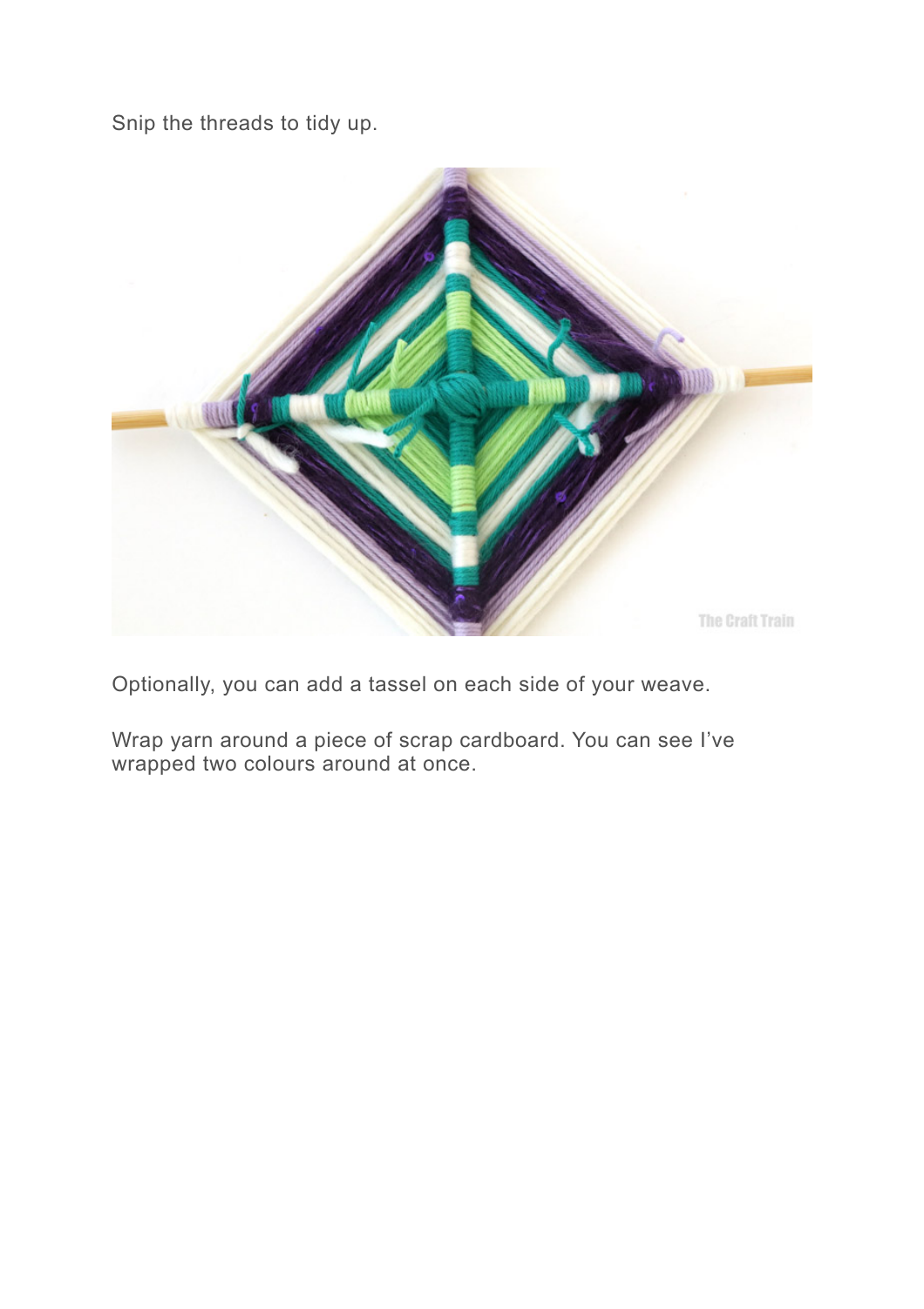Snip the threads to tidy up.

Optionally, you can add a tassel on each side of your weave.

Wrap yarn around a piece of scrap cardboard. You can see I've wrapped two colours around at once.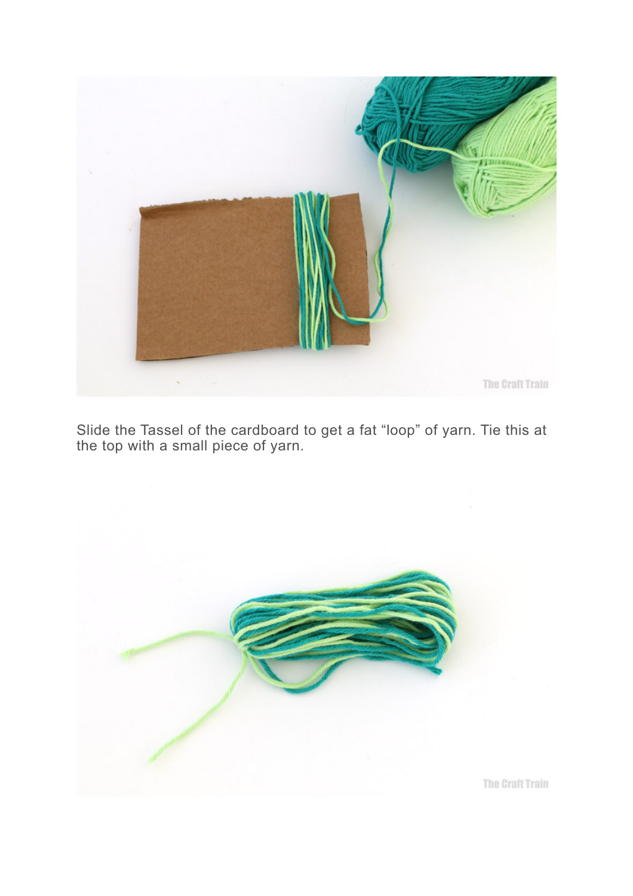Slide the Tassel of the cardboard to get a fat “loop” of yarn. Tie this at the top with a small piece of yarn.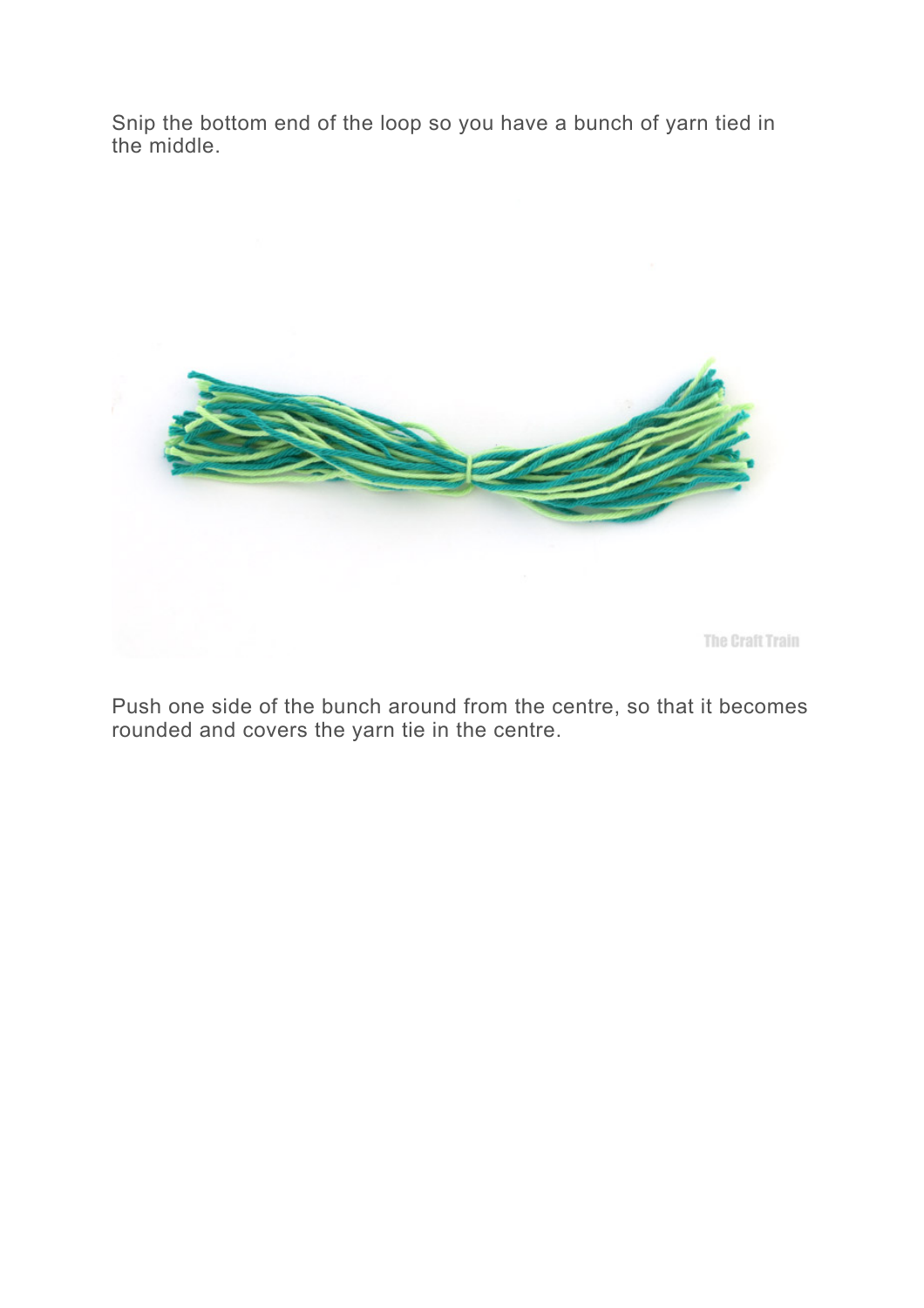Snip the bottom end of the loop so you have a bunch of yarn tied in the middle.

Push one side of the bunch around from the centre, so that it becomes rounded and covers the yarn tie in the centre.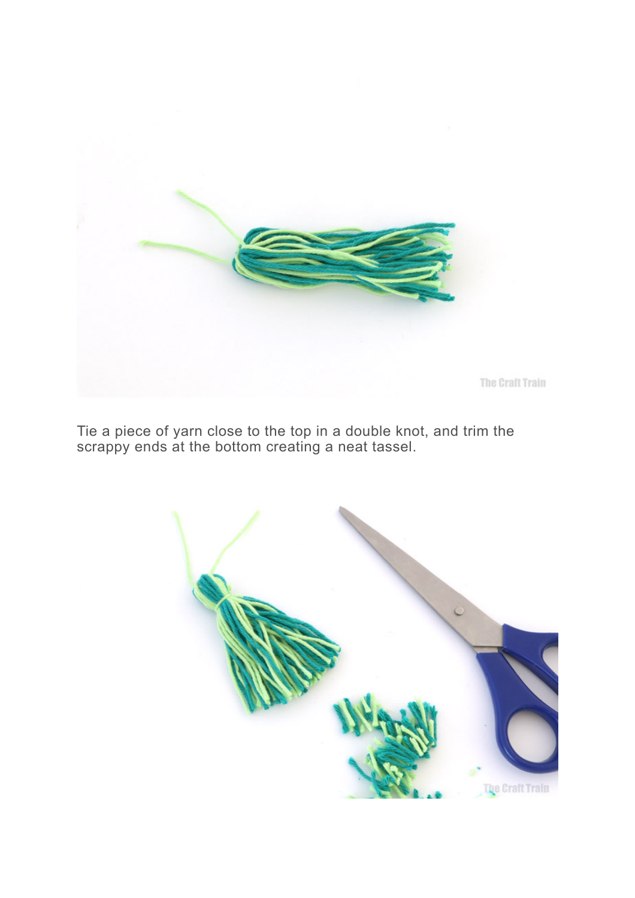Tie a piece of yarn close to the top in a double knot, and trim the scrappy ends at the bottom creating a neat tassel.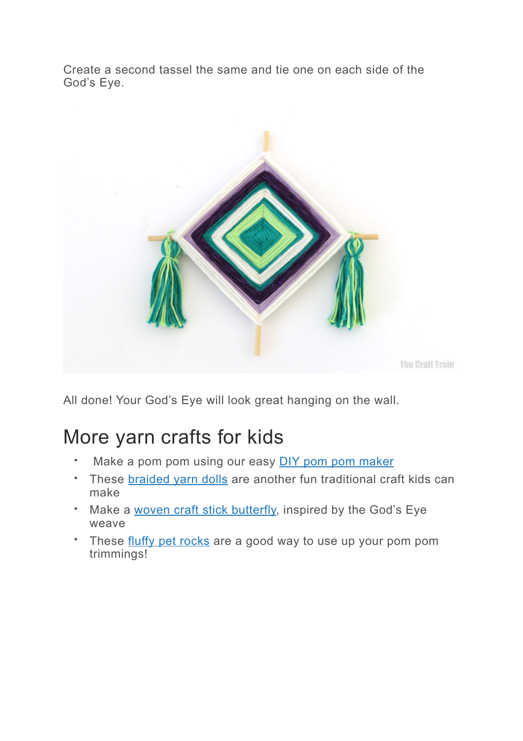Create a second tassel the same and tie one on each side of the God's Eye.

All done! Your God's Eye will look great hanging on the wall.

## More yarn crafts for kids

- Make a pom pom using our easy DIY pom pom maker
- These braided yarn dolls are another fun traditional craft kids can make
- Make a woven craft stick butterfly, inspired by the God's Eye weave
- These fluffy pet rocks are a good way to use up your pom pom trimmings!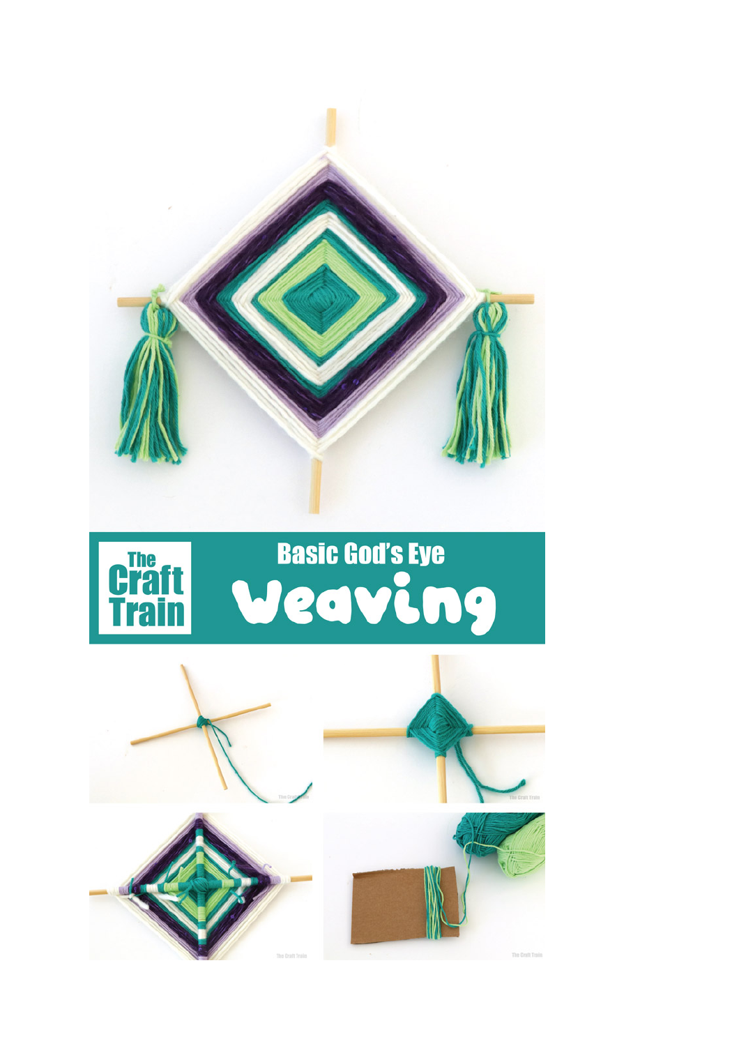The Craft Train

Basic God's Eye

Weaving